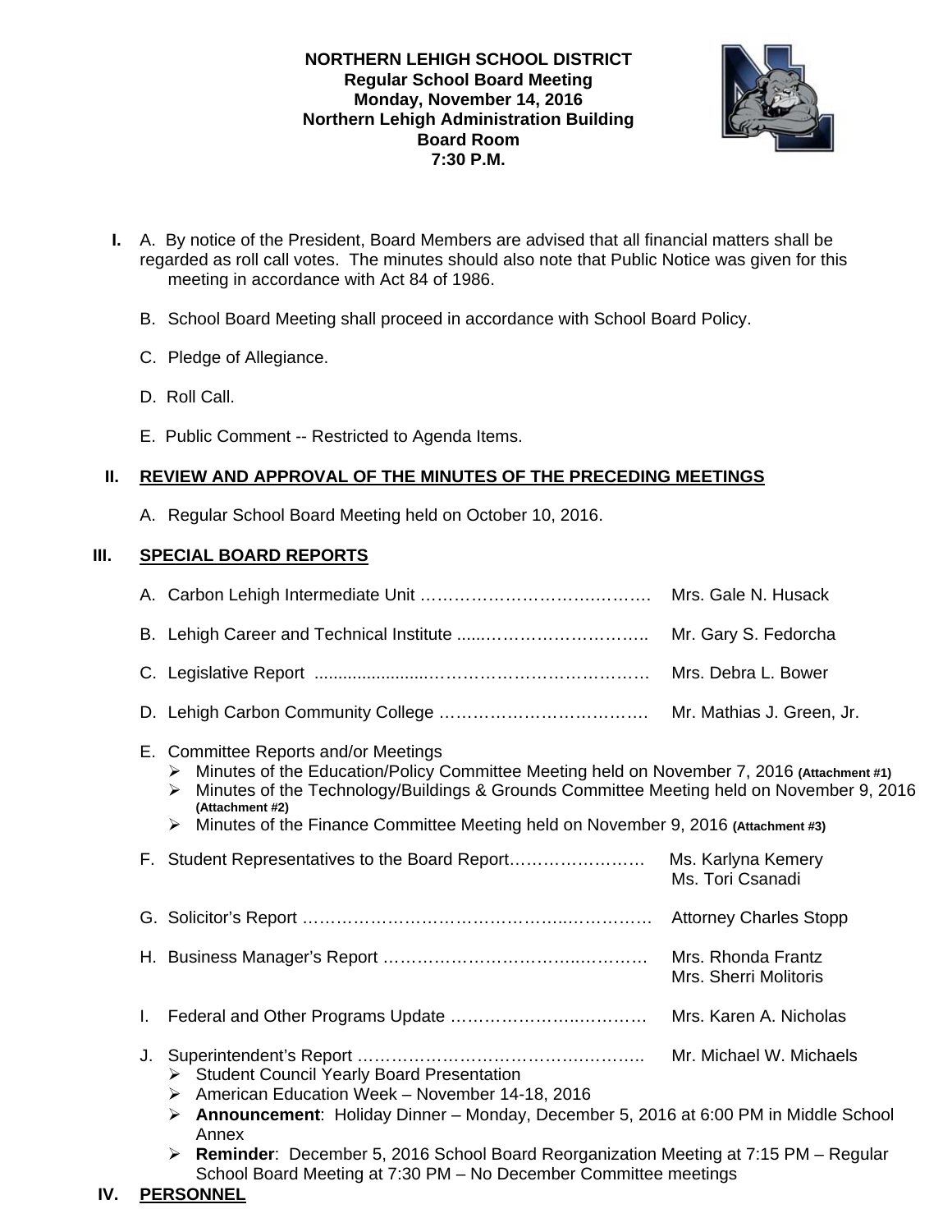**NORTHERN LEHIGH SCHOOL DISTRICT**
**Regular School Board Meeting**
**Monday, November 14, 2016**
**Northern Lehigh Administration Building**
**Board Room**
**7:30 P.M.**

**I.** A. By notice of the President, Board Members are advised that all financial matters shall be regarded as roll call votes. The minutes should also note that Public Notice was given for this meeting in accordance with Act 84 of 1986.

B. School Board Meeting shall proceed in accordance with School Board Policy.

C. Pledge of Allegiance.

D. Roll Call.

E. Public Comment -- Restricted to Agenda Items.

## II. REVIEW AND APPROVAL OF THE MINUTES OF THE PRECEDING MEETINGS

A. Regular School Board Meeting held on October 10, 2016.

## III. SPECIAL BOARD REPORTS

A. Carbon Lehigh Intermediate Unit …………………………………. Mrs. Gale N. Husack

B. Lehigh Career and Technical Institute ......………………………. Mr. Gary S. Fedorcha

C. Legislative Report ......................………………………………… Mrs. Debra L. Bower

D. Lehigh Carbon Community College ……………………………… Mr. Mathias J. Green, Jr.

E. Committee Reports and/or Meetings
- Minutes of the Education/Policy Committee Meeting held on November 7, 2016 **(Attachment #1)**
- Minutes of the Technology/Buildings & Grounds Committee Meeting held on November 9, 2016 **(Attachment #2)**
- Minutes of the Finance Committee Meeting held on November 9, 2016 **(Attachment #3)**

F. Student Representatives to the Board Report……………………. Ms. Karlyna Kemery, Ms. Tori Csanadi

G. Solicitor's Report …………………………………………………. Attorney Charles Stopp

H. Business Manager's Report ……………………………………… Mrs. Rhonda Frantz, Mrs. Sherri Molitoris

I. Federal and Other Programs Update ……………………………. Mrs. Karen A. Nicholas

J. Superintendent's Report …………………………………………. Mr. Michael W. Michaels
- Student Council Yearly Board Presentation
- American Education Week – November 14-18, 2016
- **Announcement**: Holiday Dinner – Monday, December 5, 2016 at 6:00 PM in Middle School Annex
- **Reminder**: December 5, 2016 School Board Reorganization Meeting at 7:15 PM – Regular School Board Meeting at 7:30 PM – No December Committee meetings

## IV. PERSONNEL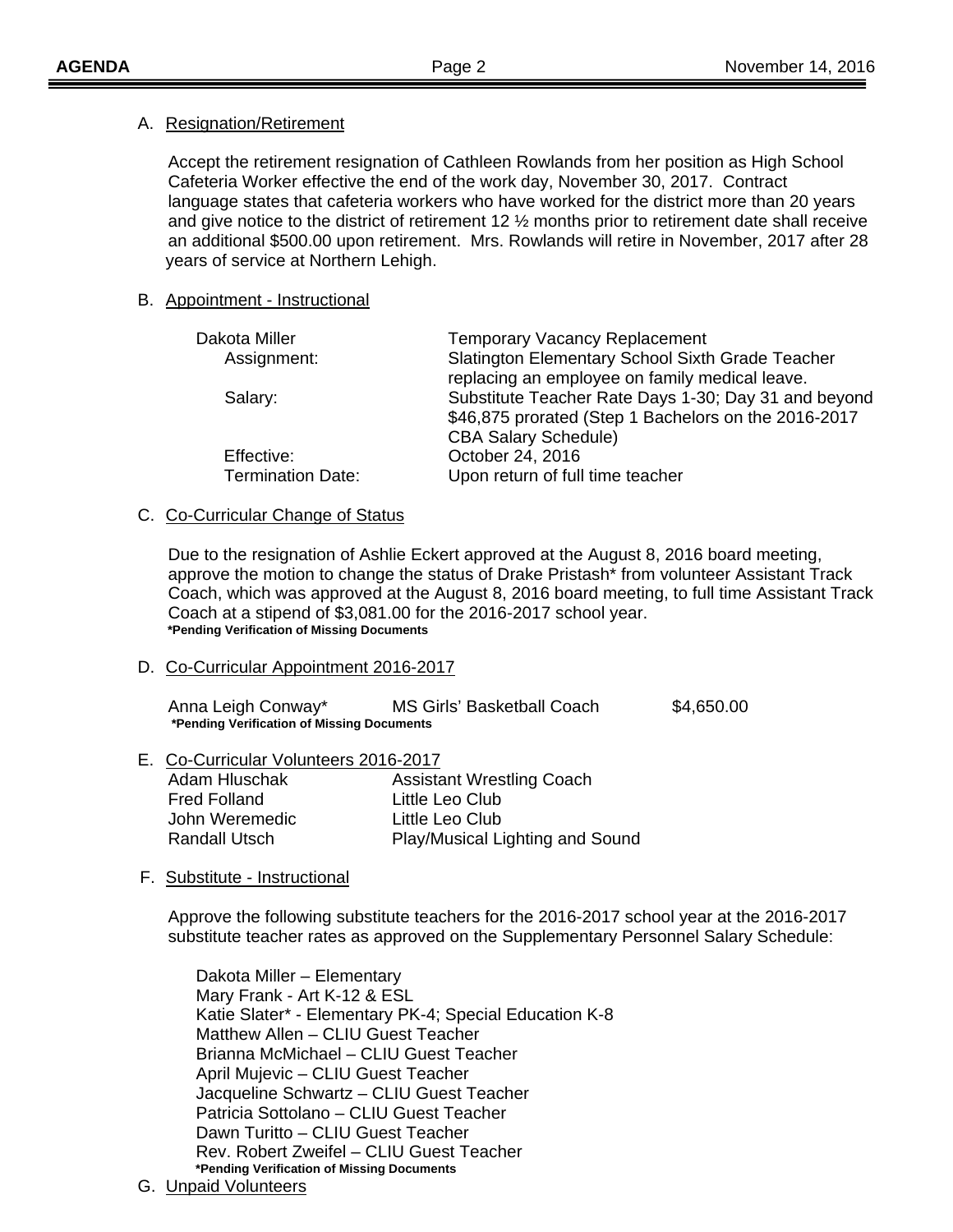A. Resignation/Retirement

Accept the retirement resignation of Cathleen Rowlands from her position as High School Cafeteria Worker effective the end of the work day, November 30, 2017. Contract language states that cafeteria workers who have worked for the district more than 20 years and give notice to the district of retirement 12 ½ months prior to retirement date shall receive an additional $500.00 upon retirement. Mrs. Rowlands will retire in November, 2017 after 28 years of service at Northern Lehigh.

B. Appointment - Instructional

| | |
|---|---|
| Dakota Miller | Temporary Vacancy Replacement |
| Assignment: | Slatington Elementary School Sixth Grade Teacher replacing an employee on family medical leave. |
| Salary: | Substitute Teacher Rate Days 1-30; Day 31 and beyond $46,875 prorated (Step 1 Bachelors on the 2016-2017 CBA Salary Schedule) |
| Effective: | October 24, 2016 |
| Termination Date: | Upon return of full time teacher |

C. Co-Curricular Change of Status

Due to the resignation of Ashlie Eckert approved at the August 8, 2016 board meeting, approve the motion to change the status of Drake Pristash* from volunteer Assistant Track Coach, which was approved at the August 8, 2016 board meeting, to full time Assistant Track Coach at a stipend of $3,081.00 for the 2016-2017 school year.

**\*Pending Verification of Missing Documents**

D. Co-Curricular Appointment 2016-2017

| | | |
|---|---|---|
| Anna Leigh Conway* | MS Girls' Basketball Coach | $4,650.00 |

**\*Pending Verification of Missing Documents**

E. Co-Curricular Volunteers 2016-2017

| | |
|---|---|
| Adam Hluschak | Assistant Wrestling Coach |
| Fred Folland | Little Leo Club |
| John Weremedic | Little Leo Club |
| Randall Utsch | Play/Musical Lighting and Sound |

F. Substitute - Instructional

Approve the following substitute teachers for the 2016-2017 school year at the 2016-2017 substitute teacher rates as approved on the Supplementary Personnel Salary Schedule:

Dakota Miller – Elementary
Mary Frank - Art K-12 & ESL
Katie Slater* - Elementary PK-4; Special Education K-8
Matthew Allen – CLIU Guest Teacher
Brianna McMichael – CLIU Guest Teacher
April Mujevic – CLIU Guest Teacher
Jacqueline Schwartz – CLIU Guest Teacher
Patricia Sottolano – CLIU Guest Teacher
Dawn Turitto – CLIU Guest Teacher
Rev. Robert Zweifel – CLIU Guest Teacher

**\*Pending Verification of Missing Documents**

G. Unpaid Volunteers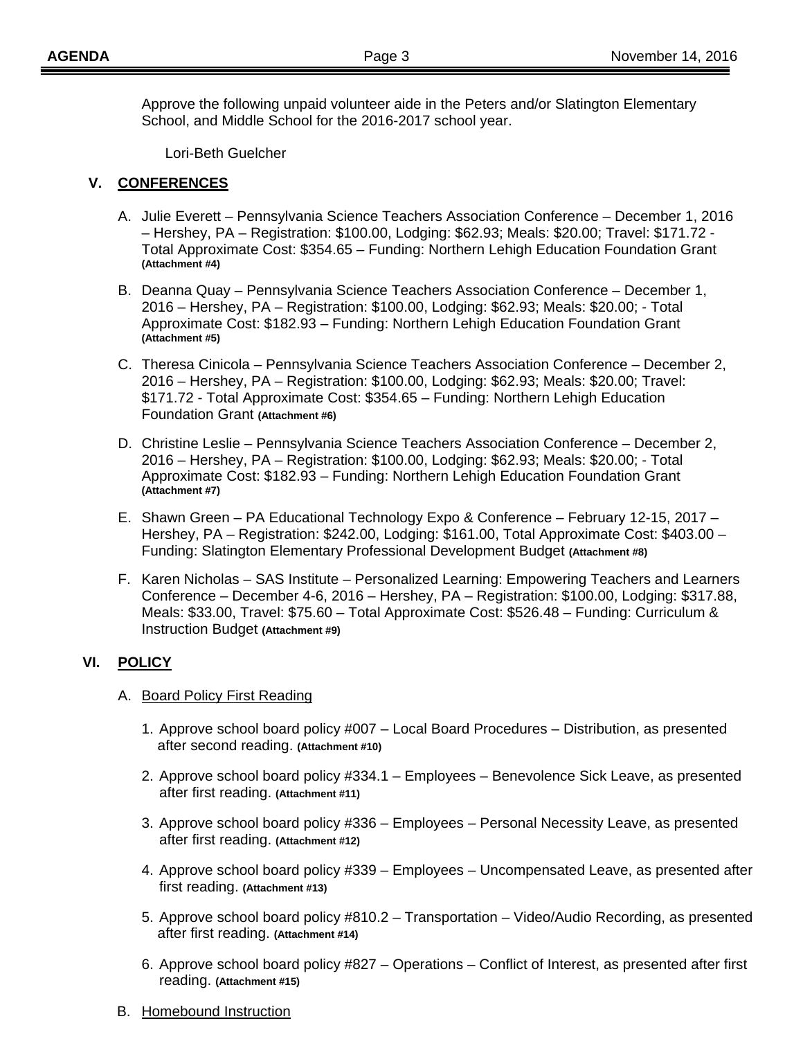Approve the following unpaid volunteer aide in the Peters and/or Slatington Elementary School, and Middle School for the 2016-2017 school year.

Lori-Beth Guelcher

## V. CONFERENCES

A. Julie Everett – Pennsylvania Science Teachers Association Conference – December 1, 2016 – Hershey, PA – Registration: $100.00, Lodging: $62.93; Meals: $20.00; Travel: $171.72 - Total Approximate Cost: $354.65 – Funding: Northern Lehigh Education Foundation Grant **(Attachment #4)**

B. Deanna Quay – Pennsylvania Science Teachers Association Conference – December 1, 2016 – Hershey, PA – Registration: $100.00, Lodging: $62.93; Meals: $20.00; - Total Approximate Cost: $182.93 – Funding: Northern Lehigh Education Foundation Grant **(Attachment #5)**

C. Theresa Cinicola – Pennsylvania Science Teachers Association Conference – December 2, 2016 – Hershey, PA – Registration: $100.00, Lodging: $62.93; Meals: $20.00; Travel: $171.72 - Total Approximate Cost: $354.65 – Funding: Northern Lehigh Education Foundation Grant **(Attachment #6)**

D. Christine Leslie – Pennsylvania Science Teachers Association Conference – December 2, 2016 – Hershey, PA – Registration: $100.00, Lodging: $62.93; Meals: $20.00; - Total Approximate Cost: $182.93 – Funding: Northern Lehigh Education Foundation Grant **(Attachment #7)**

E. Shawn Green – PA Educational Technology Expo & Conference – February 12-15, 2017 – Hershey, PA – Registration: $242.00, Lodging: $161.00, Total Approximate Cost: $403.00 – Funding: Slatington Elementary Professional Development Budget **(Attachment #8)**

F. Karen Nicholas – SAS Institute – Personalized Learning: Empowering Teachers and Learners Conference – December 4-6, 2016 – Hershey, PA – Registration: $100.00, Lodging: $317.88, Meals: $33.00, Travel: $75.60 – Total Approximate Cost: $526.48 – Funding: Curriculum & Instruction Budget **(Attachment #9)**

## VI. POLICY

A. Board Policy First Reading

1. Approve school board policy #007 – Local Board Procedures – Distribution, as presented after second reading. **(Attachment #10)**

2. Approve school board policy #334.1 – Employees – Benevolence Sick Leave, as presented after first reading. **(Attachment #11)**

3. Approve school board policy #336 – Employees – Personal Necessity Leave, as presented after first reading. **(Attachment #12)**

4. Approve school board policy #339 – Employees – Uncompensated Leave, as presented after first reading. **(Attachment #13)**

5. Approve school board policy #810.2 – Transportation – Video/Audio Recording, as presented after first reading. **(Attachment #14)**

6. Approve school board policy #827 – Operations – Conflict of Interest, as presented after first reading. **(Attachment #15)**

B. Homebound Instruction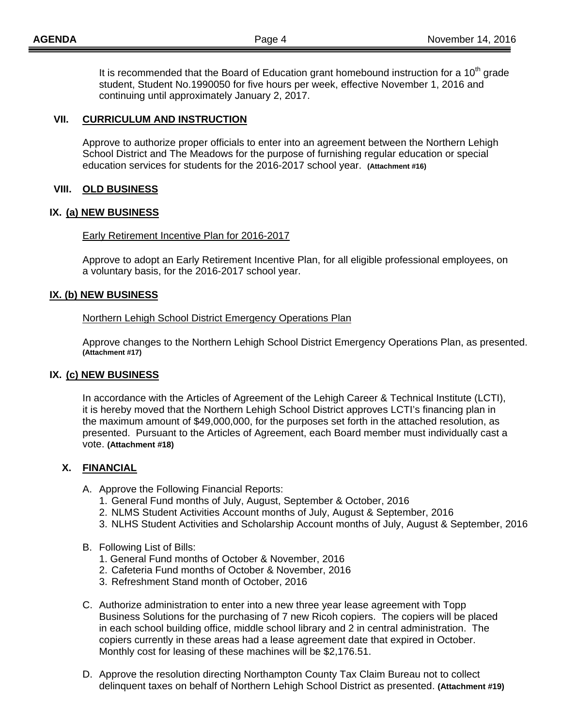It is recommended that the Board of Education grant homebound instruction for a 10th grade student, Student No.1990050 for five hours per week, effective November 1, 2016 and continuing until approximately January 2, 2017.

## VII. CURRICULUM AND INSTRUCTION

Approve to authorize proper officials to enter into an agreement between the Northern Lehigh School District and The Meadows for the purpose of furnishing regular education or special education services for students for the 2016-2017 school year. **(Attachment #16)**

## VIII. OLD BUSINESS

## IX. (a) NEW BUSINESS

Early Retirement Incentive Plan for 2016-2017

Approve to adopt an Early Retirement Incentive Plan, for all eligible professional employees, on a voluntary basis, for the 2016-2017 school year.

## IX. (b) NEW BUSINESS

Northern Lehigh School District Emergency Operations Plan

Approve changes to the Northern Lehigh School District Emergency Operations Plan, as presented. **(Attachment #17)**

## IX. (c) NEW BUSINESS

In accordance with the Articles of Agreement of the Lehigh Career & Technical Institute (LCTI), it is hereby moved that the Northern Lehigh School District approves LCTI's financing plan in the maximum amount of $49,000,000, for the purposes set forth in the attached resolution, as presented. Pursuant to the Articles of Agreement, each Board member must individually cast a vote. **(Attachment #18)**

## X. FINANCIAL

A. Approve the Following Financial Reports:
   1. General Fund months of July, August, September & October, 2016
   2. NLMS Student Activities Account months of July, August & September, 2016
   3. NLHS Student Activities and Scholarship Account months of July, August & September, 2016

B. Following List of Bills:
   1. General Fund months of October & November, 2016
   2. Cafeteria Fund months of October & November, 2016
   3. Refreshment Stand month of October, 2016

C. Authorize administration to enter into a new three year lease agreement with Topp Business Solutions for the purchasing of 7 new Ricoh copiers. The copiers will be placed in each school building office, middle school library and 2 in central administration. The copiers currently in these areas had a lease agreement date that expired in October. Monthly cost for leasing of these machines will be $2,176.51.

D. Approve the resolution directing Northampton County Tax Claim Bureau not to collect delinquent taxes on behalf of Northern Lehigh School District as presented. **(Attachment #19)**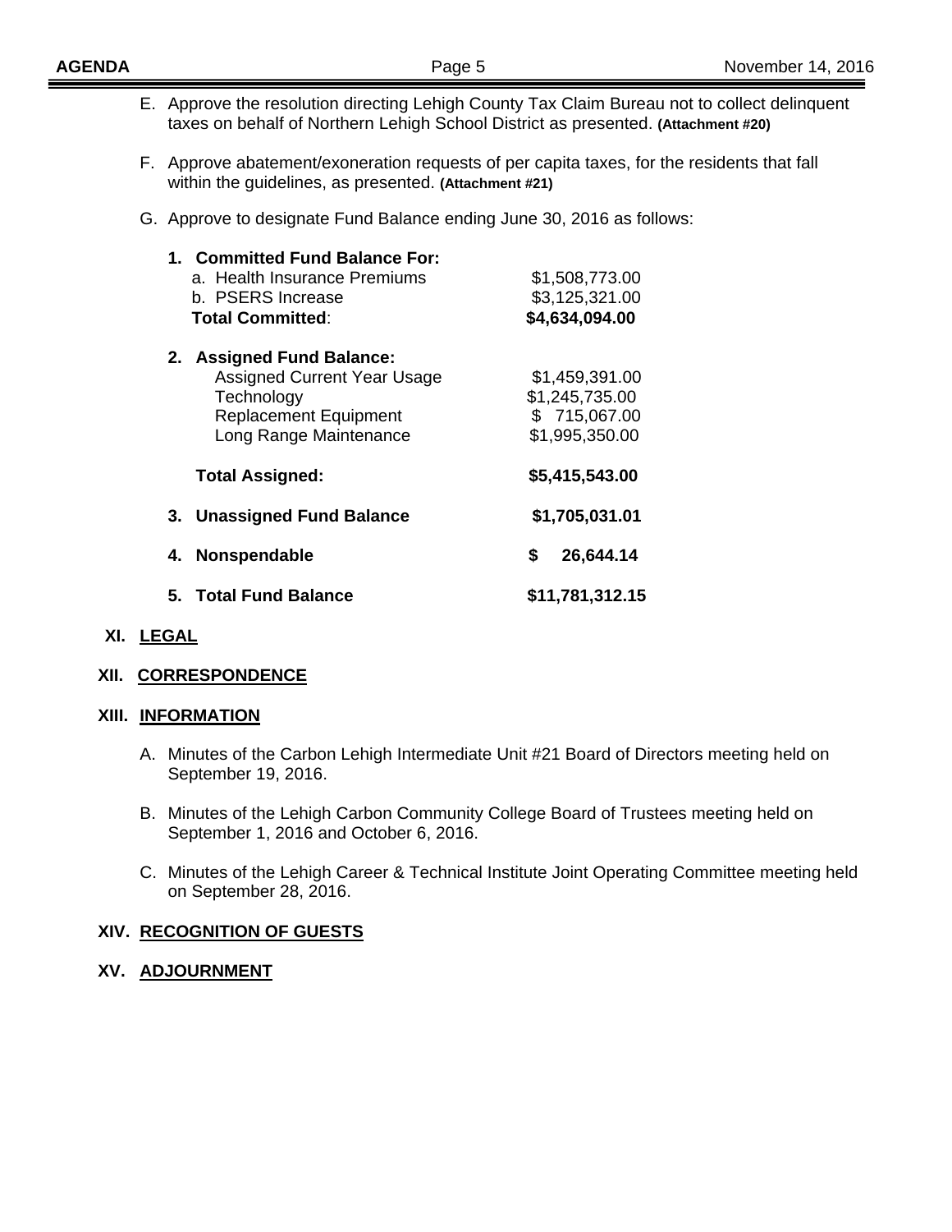E. Approve the resolution directing Lehigh County Tax Claim Bureau not to collect delinquent taxes on behalf of Northern Lehigh School District as presented. **(Attachment #20)**

F. Approve abatement/exoneration requests of per capita taxes, for the residents that fall within the guidelines, as presented. **(Attachment #21)**

G. Approve to designate Fund Balance ending June 30, 2016 as follows:

| | |
|---|---|
| **1. Committed Fund Balance For:** | |
| a. Health Insurance Premiums | $1,508,773.00 |
| b. PSERS Increase | $3,125,321.00 |
| **Total Committed**: | **$4,634,094.00** |
| **2. Assigned Fund Balance:** | |
| Assigned Current Year Usage | $1,459,391.00 |
| Technology | $1,245,735.00 |
| Replacement Equipment | $ 715,067.00 |
| Long Range Maintenance | $1,995,350.00 |
| **Total Assigned:** | **$5,415,543.00** |
| **3. Unassigned Fund Balance** | **$1,705,031.01** |
| **4. Nonspendable** | **$ 26,644.14** |
| **5. Total Fund Balance** | **$11,781,312.15** |

## XI. LEGAL

## XII. CORRESPONDENCE

## XIII. INFORMATION

A. Minutes of the Carbon Lehigh Intermediate Unit #21 Board of Directors meeting held on September 19, 2016.

B. Minutes of the Lehigh Carbon Community College Board of Trustees meeting held on September 1, 2016 and October 6, 2016.

C. Minutes of the Lehigh Career & Technical Institute Joint Operating Committee meeting held on September 28, 2016.

## XIV. RECOGNITION OF GUESTS

## XV. ADJOURNMENT